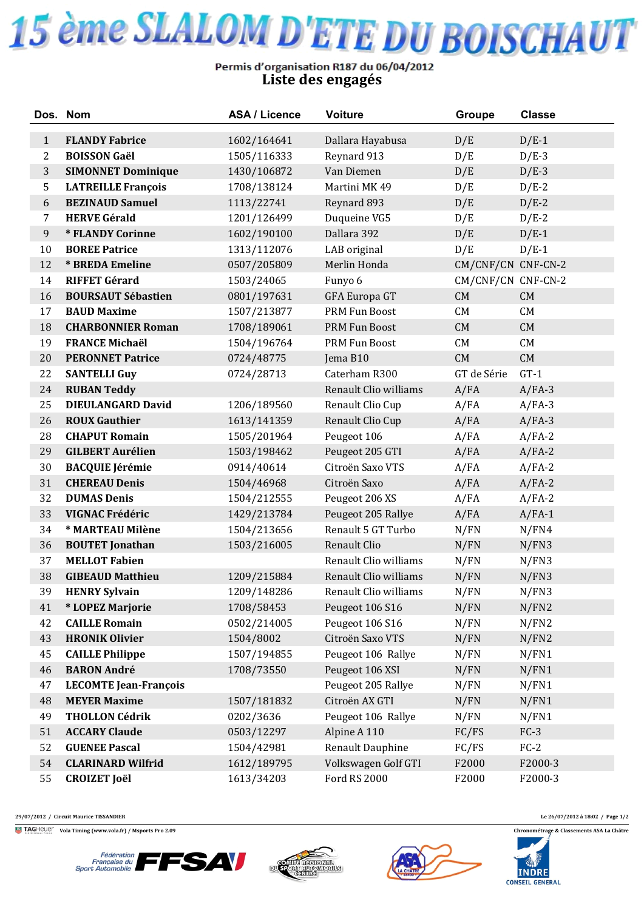# 15 ème SLALOM D'ETE DU BOISCHAUT

Permis d'organisation R187 du 06/04/2012

## Liste des engagés

| Dos. | Nom | ASA / Licence | Voiture | Groupe | Classe |
|---|---|---|---|---|---|
| 1 | **FLANDY Fabrice** | 1602/164641 | Dallara Hayabusa | D/E | D/E-1 |
| 2 | **BOISSON Gaël** | 1505/116333 | Reynard 913 | D/E | D/E-3 |
| 3 | **SIMONNET Dominique** | 1430/106872 | Van Diemen | D/E | D/E-3 |
| 5 | **LATREILLE François** | 1708/138124 | Martini MK 49 | D/E | D/E-2 |
| 6 | **BEZINAUD Samuel** | 1113/22741 | Reynard 893 | D/E | D/E-2 |
| 7 | **HERVE Gérald** | 1201/126499 | Duqueine VG5 | D/E | D/E-2 |
| 9 | **\* FLANDY Corinne** | 1602/190100 | Dallara 392 | D/E | D/E-1 |
| 10 | **BOREE Patrice** | 1313/112076 | LAB original | D/E | D/E-1 |
| 12 | **\* BREDA Emeline** | 0507/205809 | Merlin Honda | CM/CNF/CN | CNF-CN-2 |
| 14 | **RIFFET Gérard** | 1503/24065 | Funyo 6 | CM/CNF/CN | CNF-CN-2 |
| 16 | **BOURSAUT Sébastien** | 0801/197631 | GFA Europa GT | CM | CM |
| 17 | **BAUD Maxime** | 1507/213877 | PRM Fun Boost | CM | CM |
| 18 | **CHARBONNIER Roman** | 1708/189061 | PRM Fun Boost | CM | CM |
| 19 | **FRANCE Michaël** | 1504/196764 | PRM Fun Boost | CM | CM |
| 20 | **PERONNET Patrice** | 0724/48775 | Jema B10 | CM | CM |
| 22 | **SANTELLI Guy** | 0724/28713 | Caterham R300 | GT de Série | GT-1 |
| 24 | **RUBAN Teddy** | | Renault Clio williams | A/FA | A/FA-3 |
| 25 | **DIEULANGARD David** | 1206/189560 | Renault Clio Cup | A/FA | A/FA-3 |
| 26 | **ROUX Gauthier** | 1613/141359 | Renault Clio Cup | A/FA | A/FA-3 |
| 28 | **CHAPUT Romain** | 1505/201964 | Peugeot 106 | A/FA | A/FA-2 |
| 29 | **GILBERT Aurélien** | 1503/198462 | Peugeot 205 GTI | A/FA | A/FA-2 |
| 30 | **BACQUIE Jérémie** | 0914/40614 | Citroën Saxo VTS | A/FA | A/FA-2 |
| 31 | **CHEREAU Denis** | 1504/46968 | Citroën Saxo | A/FA | A/FA-2 |
| 32 | **DUMAS Denis** | 1504/212555 | Peugeot 206 XS | A/FA | A/FA-2 |
| 33 | **VIGNAC Frédéric** | 1429/213784 | Peugeot 205 Rallye | A/FA | A/FA-1 |
| 34 | **\* MARTEAU Milène** | 1504/213656 | Renault 5 GT Turbo | N/FN | N/FN4 |
| 36 | **BOUTET Jonathan** | 1503/216005 | Renault Clio | N/FN | N/FN3 |
| 37 | **MELLOT Fabien** | | Renault Clio williams | N/FN | N/FN3 |
| 38 | **GIBEAUD Matthieu** | 1209/215884 | Renault Clio williams | N/FN | N/FN3 |
| 39 | **HENRY Sylvain** | 1209/148286 | Renault Clio williams | N/FN | N/FN3 |
| 41 | **\* LOPEZ Marjorie** | 1708/58453 | Peugeot 106 S16 | N/FN | N/FN2 |
| 42 | **CAILLE Romain** | 0502/214005 | Peugeot 106 S16 | N/FN | N/FN2 |
| 43 | **HRONIK Olivier** | 1504/8002 | Citroën Saxo VTS | N/FN | N/FN2 |
| 45 | **CAILLE Philippe** | 1507/194855 | Peugeot 106 Rallye | N/FN | N/FN1 |
| 46 | **BARON André** | 1708/73550 | Peugeot 106 XSI | N/FN | N/FN1 |
| 47 | **LECOMTE Jean-François** | | Peugeot 205 Rallye | N/FN | N/FN1 |
| 48 | **MEYER Maxime** | 1507/181832 | Citroën AX GTI | N/FN | N/FN1 |
| 49 | **THOLLON Cédrik** | 0202/3636 | Peugeot 106 Rallye | N/FN | N/FN1 |
| 51 | **ACCARY Claude** | 0503/12297 | Alpine A 110 | FC/FS | FC-3 |
| 52 | **GUENEE Pascal** | 1504/42981 | Renault Dauphine | FC/FS | FC-2 |
| 54 | **CLARINARD Wilfrid** | 1612/189795 | Volkswagen Golf GTI | F2000 | F2000-3 |
| 55 | **CROIZET Joël** | 1613/34203 | Ford RS 2000 | F2000 | F2000-3 |

29/07/2012 / Circuit Maurice TISSANDIER — Le 26/07/2012 à 18:02

Vola Timing (www.vola.fr) / Msports Pro 2.09 — Chronométrage & Classements ASA La Châtre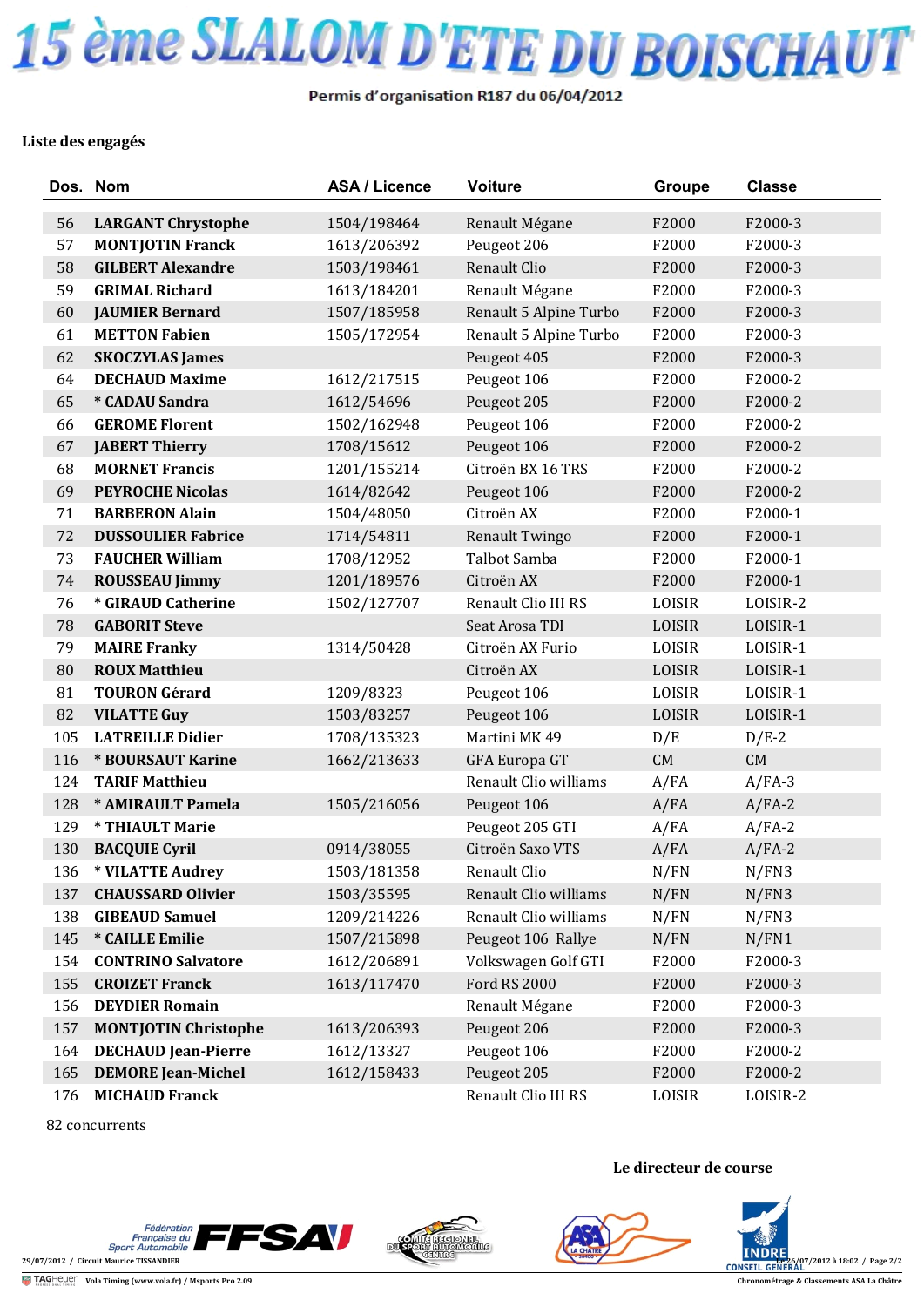# 15 ème SLALOM D'ETE DU BOISCHAUT

Permis d'organisation R187 du 06/04/2012

**Liste des engagés**

| Dos. | Nom | ASA / Licence | Voiture | Groupe | Classe |
|---|---|---|---|---|---|
| 56 | **LARGANT Chrystophe** | 1504/198464 | Renault Mégane | F2000 | F2000-3 |
| 57 | **MONTJOTIN Franck** | 1613/206392 | Peugeot 206 | F2000 | F2000-3 |
| 58 | **GILBERT Alexandre** | 1503/198461 | Renault Clio | F2000 | F2000-3 |
| 59 | **GRIMAL Richard** | 1613/184201 | Renault Mégane | F2000 | F2000-3 |
| 60 | **JAUMIER Bernard** | 1507/185958 | Renault 5 Alpine Turbo | F2000 | F2000-3 |
| 61 | **METTON Fabien** | 1505/172954 | Renault 5 Alpine Turbo | F2000 | F2000-3 |
| 62 | **SKOCZYLAS James** | | Peugeot 405 | F2000 | F2000-3 |
| 64 | **DECHAUD Maxime** | 1612/217515 | Peugeot 106 | F2000 | F2000-2 |
| 65 | **\* CADAU Sandra** | 1612/54696 | Peugeot 205 | F2000 | F2000-2 |
| 66 | **GEROME Florent** | 1502/162948 | Peugeot 106 | F2000 | F2000-2 |
| 67 | **JABERT Thierry** | 1708/15612 | Peugeot 106 | F2000 | F2000-2 |
| 68 | **MORNET Francis** | 1201/155214 | Citroën BX 16 TRS | F2000 | F2000-2 |
| 69 | **PEYROCHE Nicolas** | 1614/82642 | Peugeot 106 | F2000 | F2000-2 |
| 71 | **BARBERON Alain** | 1504/48050 | Citroën AX | F2000 | F2000-1 |
| 72 | **DUSSOULIER Fabrice** | 1714/54811 | Renault Twingo | F2000 | F2000-1 |
| 73 | **FAUCHER William** | 1708/12952 | Talbot Samba | F2000 | F2000-1 |
| 74 | **ROUSSEAU Jimmy** | 1201/189576 | Citroën AX | F2000 | F2000-1 |
| 76 | **\* GIRAUD Catherine** | 1502/127707 | Renault Clio III RS | LOISIR | LOISIR-2 |
| 78 | **GABORIT Steve** | | Seat Arosa TDI | LOISIR | LOISIR-1 |
| 79 | **MAIRE Franky** | 1314/50428 | Citroën AX Furio | LOISIR | LOISIR-1 |
| 80 | **ROUX Matthieu** | | Citroën AX | LOISIR | LOISIR-1 |
| 81 | **TOURON Gérard** | 1209/8323 | Peugeot 106 | LOISIR | LOISIR-1 |
| 82 | **VILATTE Guy** | 1503/83257 | Peugeot 106 | LOISIR | LOISIR-1 |
| 105 | **LATREILLE Didier** | 1708/135323 | Martini MK 49 | D/E | D/E-2 |
| 116 | **\* BOURSAUT Karine** | 1662/213633 | GFA Europa GT | CM | CM |
| 124 | **TARIF Matthieu** | | Renault Clio williams | A/FA | A/FA-3 |
| 128 | **\* AMIRAULT Pamela** | 1505/216056 | Peugeot 106 | A/FA | A/FA-2 |
| 129 | **\* THIAULT Marie** | | Peugeot 205 GTI | A/FA | A/FA-2 |
| 130 | **BACQUIE Cyril** | 0914/38055 | Citroën Saxo VTS | A/FA | A/FA-2 |
| 136 | **\* VILATTE Audrey** | 1503/181358 | Renault Clio | N/FN | N/FN3 |
| 137 | **CHAUSSARD Olivier** | 1503/35595 | Renault Clio williams | N/FN | N/FN3 |
| 138 | **GIBEAUD Samuel** | 1209/214226 | Renault Clio williams | N/FN | N/FN3 |
| 145 | **\* CAILLE Emilie** | 1507/215898 | Peugeot 106 Rallye | N/FN | N/FN1 |
| 154 | **CONTRINO Salvatore** | 1612/206891 | Volkswagen Golf GTI | F2000 | F2000-3 |
| 155 | **CROIZET Franck** | 1613/117470 | Ford RS 2000 | F2000 | F2000-3 |
| 156 | **DEYDIER Romain** | | Renault Mégane | F2000 | F2000-3 |
| 157 | **MONTJOTIN Christophe** | 1613/206393 | Peugeot 206 | F2000 | F2000-3 |
| 164 | **DECHAUD Jean-Pierre** | 1612/13327 | Peugeot 106 | F2000 | F2000-2 |
| 165 | **DEMORE Jean-Michel** | 1612/158433 | Peugeot 205 | F2000 | F2000-2 |
| 176 | **MICHAUD Franck** | | Renault Clio III RS | LOISIR | LOISIR-2 |

82 concurrents

**Le directeur de course**

29/07/2012 / Circuit Maurice TISSANDIER

Le 26/07/2012 à 18:02

Vola Timing (www.vola.fr) / Msports Pro 2.09

Chronométrage & Classements ASA La Châtre